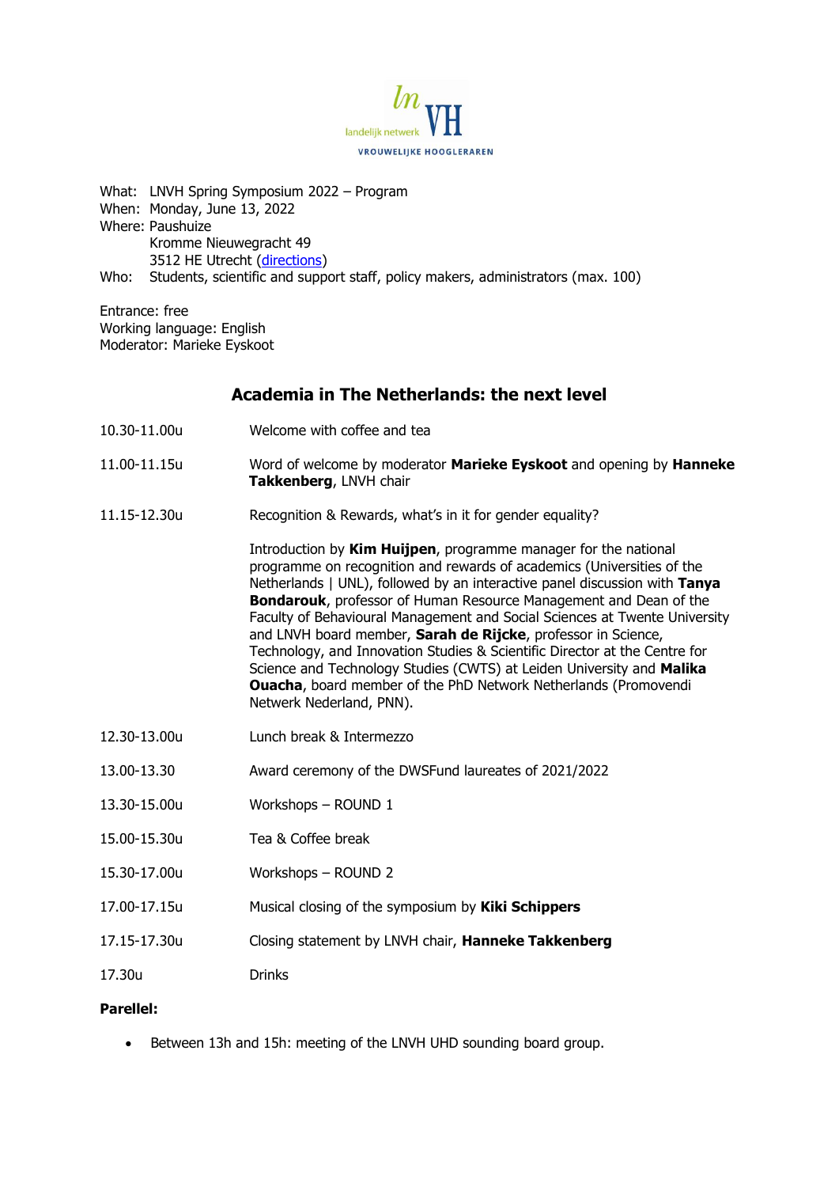What: LNVH Spring Symposium 2022 – Program
When: Monday, June 13, 2022
Where: Paushuize
Kromme Nieuwegracht 49
3512 HE Utrecht (directions)
Who: Students, scientific and support staff, policy makers, administrators (max. 100)

Entrance: free
Working language: English
Moderator: Marieke Eyskoot

## Academia in The Netherlands: the next level

| | |
|---|---|
| 10.30-11.00u | Welcome with coffee and tea |
| 11.00-11.15u | Word of welcome by moderator **Marieke Eyskoot** and opening by **Hanneke Takkenberg**, LNVH chair |
| 11.15-12.30u | Recognition & Rewards, what's in it for gender equality? <br><br> Introduction by **Kim Huijpen**, programme manager for the national programme on recognition and rewards of academics (Universities of the Netherlands \| UNL), followed by an interactive panel discussion with **Tanya Bondarouk**, professor of Human Resource Management and Dean of the Faculty of Behavioural Management and Social Sciences at Twente University and LNVH board member, **Sarah de Rijcke**, professor in Science, Technology, and Innovation Studies & Scientific Director at the Centre for Science and Technology Studies (CWTS) at Leiden University and **Malika Ouacha**, board member of the PhD Network Netherlands (Promovendi Netwerk Nederland, PNN). |
| 12.30-13.00u | Lunch break & Intermezzo |
| 13.00-13.30 | Award ceremony of the DWSFund laureates of 2021/2022 |
| 13.30-15.00u | Workshops – ROUND 1 |
| 15.00-15.30u | Tea & Coffee break |
| 15.30-17.00u | Workshops – ROUND 2 |
| 17.00-17.15u | Musical closing of the symposium by **Kiki Schippers** |
| 17.15-17.30u | Closing statement by LNVH chair, **Hanneke Takkenberg** |
| 17.30u | Drinks |

**Parellel:**

- Between 13h and 15h: meeting of the LNVH UHD sounding board group.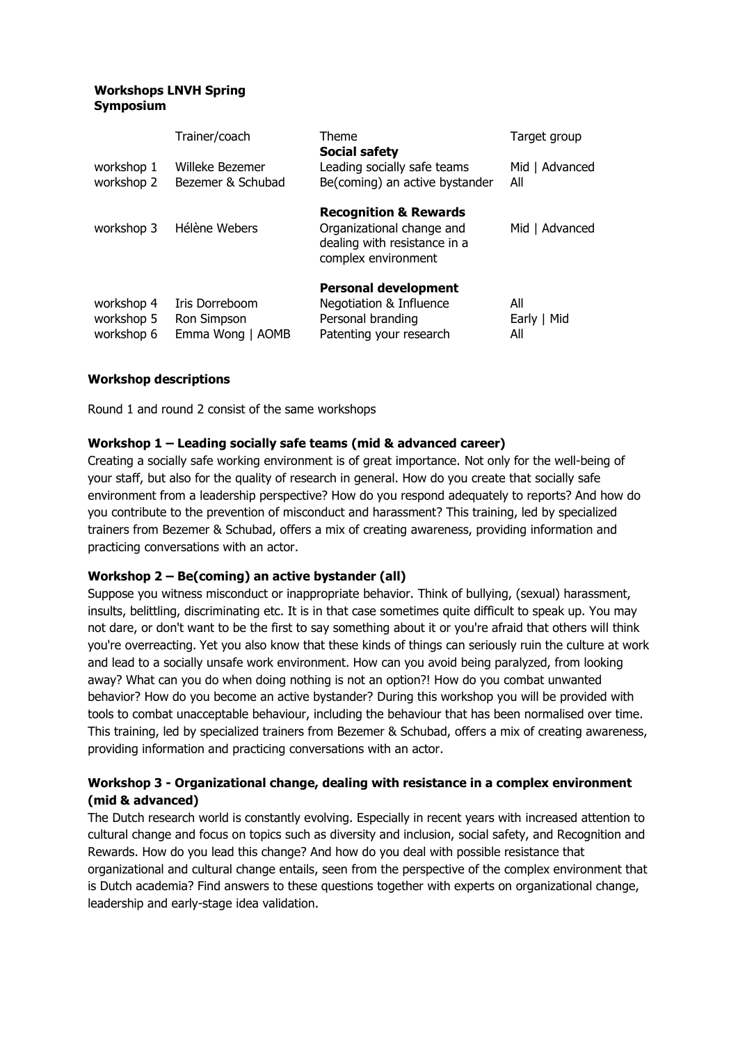**Workshops LNVH Spring Symposium**

| | Trainer/coach | Theme | Target group |
|---|---|---|---|
| | | **Social safety** | |
| workshop 1 | Willeke Bezemer | Leading socially safe teams | Mid \| Advanced |
| workshop 2 | Bezemer & Schubad | Be(coming) an active bystander | All |
| | | **Recognition & Rewards** | |
| workshop 3 | Hélène Webers | Organizational change and dealing with resistance in a complex environment | Mid \| Advanced |
| | | **Personal development** | |
| workshop 4 | Iris Dorreboom | Negotiation & Influence | All |
| workshop 5 | Ron Simpson | Personal branding | Early \| Mid |
| workshop 6 | Emma Wong \| AOMB | Patenting your research | All |

**Workshop descriptions**

Round 1 and round 2 consist of the same workshops

**Workshop 1 – Leading socially safe teams (mid & advanced career)**

Creating a socially safe working environment is of great importance. Not only for the well-being of your staff, but also for the quality of research in general. How do you create that socially safe environment from a leadership perspective? How do you respond adequately to reports? And how do you contribute to the prevention of misconduct and harassment? This training, led by specialized trainers from Bezemer & Schubad, offers a mix of creating awareness, providing information and practicing conversations with an actor.

**Workshop 2 – Be(coming) an active bystander (all)**

Suppose you witness misconduct or inappropriate behavior. Think of bullying, (sexual) harassment, insults, belittling, discriminating etc. It is in that case sometimes quite difficult to speak up. You may not dare, or don't want to be the first to say something about it or you're afraid that others will think you're overreacting. Yet you also know that these kinds of things can seriously ruin the culture at work and lead to a socially unsafe work environment. How can you avoid being paralyzed, from looking away? What can you do when doing nothing is not an option?! How do you combat unwanted behavior? How do you become an active bystander? During this workshop you will be provided with tools to combat unacceptable behaviour, including the behaviour that has been normalised over time. This training, led by specialized trainers from Bezemer & Schubad, offers a mix of creating awareness, providing information and practicing conversations with an actor.

**Workshop 3 - Organizational change, dealing with resistance in a complex environment (mid & advanced)**

The Dutch research world is constantly evolving. Especially in recent years with increased attention to cultural change and focus on topics such as diversity and inclusion, social safety, and Recognition and Rewards. How do you lead this change? And how do you deal with possible resistance that organizational and cultural change entails, seen from the perspective of the complex environment that is Dutch academia? Find answers to these questions together with experts on organizational change, leadership and early-stage idea validation.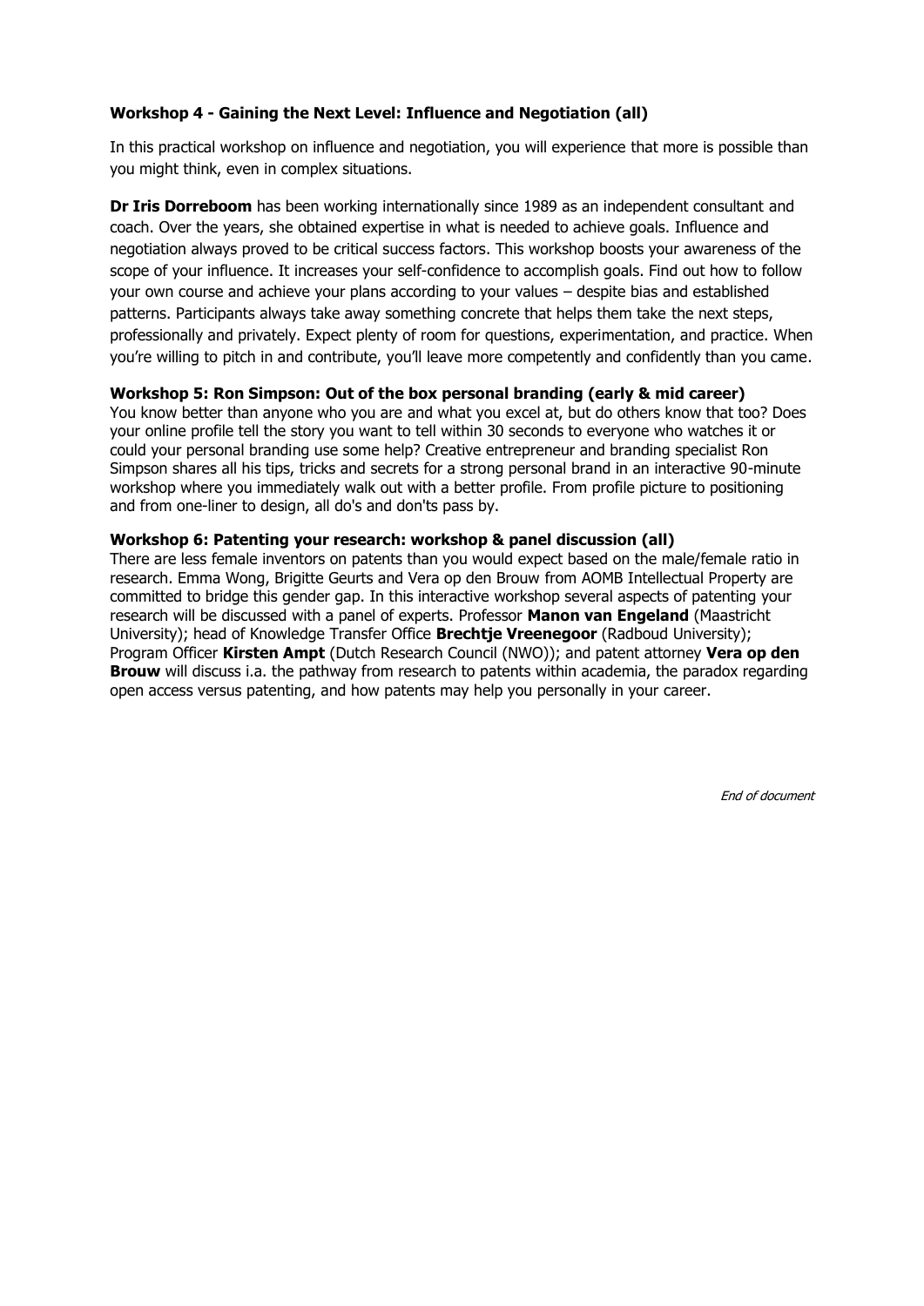**Workshop 4 - Gaining the Next Level: Influence and Negotiation (all)**

In this practical workshop on influence and negotiation, you will experience that more is possible than you might think, even in complex situations.

**Dr Iris Dorreboom** has been working internationally since 1989 as an independent consultant and coach. Over the years, she obtained expertise in what is needed to achieve goals. Influence and negotiation always proved to be critical success factors. This workshop boosts your awareness of the scope of your influence. It increases your self-confidence to accomplish goals. Find out how to follow your own course and achieve your plans according to your values – despite bias and established patterns. Participants always take away something concrete that helps them take the next steps, professionally and privately. Expect plenty of room for questions, experimentation, and practice. When you're willing to pitch in and contribute, you'll leave more competently and confidently than you came.

**Workshop 5: Ron Simpson: Out of the box personal branding (early & mid career)**

You know better than anyone who you are and what you excel at, but do others know that too? Does your online profile tell the story you want to tell within 30 seconds to everyone who watches it or could your personal branding use some help? Creative entrepreneur and branding specialist Ron Simpson shares all his tips, tricks and secrets for a strong personal brand in an interactive 90-minute workshop where you immediately walk out with a better profile. From profile picture to positioning and from one-liner to design, all do's and don'ts pass by.

**Workshop 6: Patenting your research: workshop & panel discussion (all)**

There are less female inventors on patents than you would expect based on the male/female ratio in research. Emma Wong, Brigitte Geurts and Vera op den Brouw from AOMB Intellectual Property are committed to bridge this gender gap. In this interactive workshop several aspects of patenting your research will be discussed with a panel of experts. Professor **Manon van Engeland** (Maastricht University); head of Knowledge Transfer Office **Brechtje Vreenegoor** (Radboud University); Program Officer **Kirsten Ampt** (Dutch Research Council (NWO)); and patent attorney **Vera op den Brouw** will discuss i.a. the pathway from research to patents within academia, the paradox regarding open access versus patenting, and how patents may help you personally in your career.

*End of document*